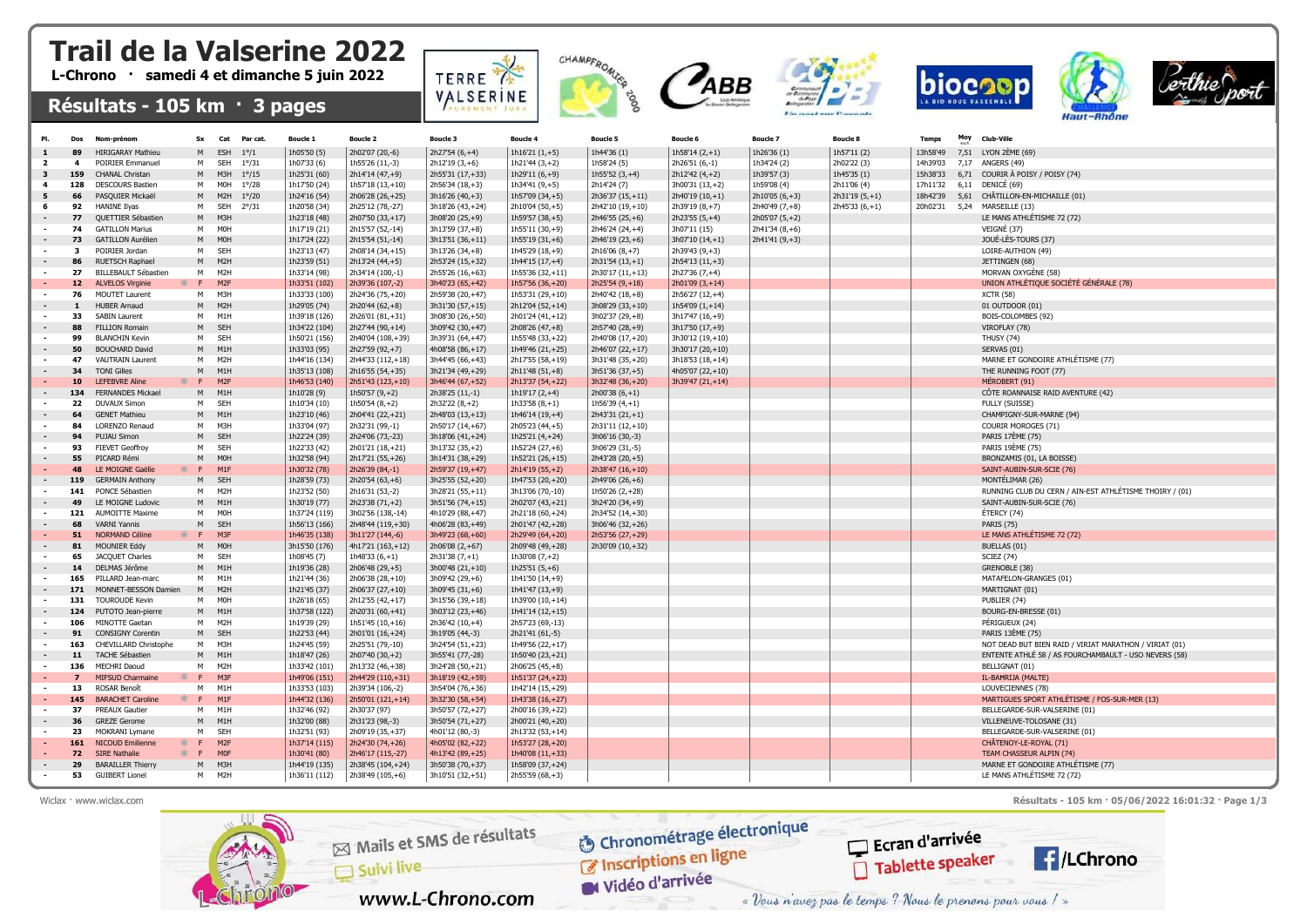# Trail de la Valserine 2022

**L-Chrono · samedi 4 et dimanche 5 juin 2022**

## Résultats - 105 km · 3 pages

| Pl. | Dos | Nom-prénom | Sx | Cat | Par cat. | Boucle 1 | Boucle 2 | Boucle 3 | Boucle 4 | Boucle 5 | Boucle 6 | Boucle 7 | Boucle 8 | Temps | Moy | Club-Ville |
|---|---|---|---|---|---|---|---|---|---|---|---|---|---|---|---|---|
| 1 | 89 | HIRIGARAY Mathieu | M | ESH | 1°/1 | 1h05'50 (5) | 2h02'07 (20,-6) | 2h27'54 (6,+4) | 1h16'21 (1,+5) | 1h44'36 (1) | 1h58'14 (2,+1) | 1h26'36 (1) | 1h57'11 (2) | 13h58'49 | 7,51 | LYON 2ÈME (69) |
| 2 | 4 | POIRIER Emmanuel | M | SEH | 1°/31 | 1h07'33 (6) | 1h55'26 (11,-3) | 2h12'19 (3,+6) | 1h21'44 (3,+2) | 1h58'24 (5) | 2h26'51 (6,-1) | 1h34'24 (2) | 2h02'22 (3) | 14h39'03 | 7,17 | ANGERS (49) |
| 3 | 159 | CHANAL Christan | M | M3H | 1°/15 | 1h25'31 (60) | 2h14'14 (47,+9) | 2h55'31 (17,+33) | 1h29'11 (6,+9) | 1h55'52 (3,+4) | 2h12'42 (4,+2) | 1h39'57 (3) | 1h45'35 (1) | 15h38'33 | 6,71 | COURIR À POISY / POISY (74) |
| 4 | 128 | DESCOURS Bastien | M | M0H | 1°/28 | 1h17'50 (24) | 1h57'18 (13,+10) | 2h56'34 (18,+3) | 1h34'41 (9,+5) | 2h14'24 (7) | 3h00'31 (13,+2) | 1h59'08 (4) | 2h11'06 (4) | 17h11'32 | 6,11 | DENICÉ (69) |
| 5 | 66 | PASQUIER Mickaël | M | M2H | 1°/20 | 1h24'16 (54) | 2h06'28 (26,+25) | 3h16'26 (40,+3) | 1h57'09 (34,+5) | 2h36'37 (15,+11) | 2h40'19 (10,+1) | 2h10'05 (6,+3) | 2h31'19 (5,+1) | 18h42'39 | 5,61 | CHÂTILLON-EN-MICHAILLE (01) |
| 6 | 92 | HANINE Ilyas | M | SEH | 2°/31 | 1h20'58 (34) | 2h25'12 (78,-27) | 3h18'26 (43,+24) | 2h10'04 (50,+5) | 2h42'10 (19,+10) | 2h39'19 (8,+7) | 2h40'49 (7,+8) | 2h45'33 (6,+1) | 20h02'31 | 5,24 | MARSEILLE (13) |
| - | 77 | QUETTIER Sébastien | M | M3H | | 1h23'18 (48) | 2h07'50 (33,+17) | 3h08'20 (25,+9) | 1h59'57 (38,+5) | 2h46'55 (25,+6) | 2h23'55 (5,+4) | 2h05'07 (5,+2) | | | | LE MANS ATHLÉTISME 72 (72) |
| - | 74 | GATILLON Marius | M | M0H | | 1h17'19 (21) | 2h15'57 (52,-14) | 3h13'59 (37,+8) | 1h55'11 (30,+9) | 2h46'24 (24,+4) | 3h07'11 (15) | 2h41'34 (8,+6) | | | | VEIGNÉ (37) |
| - | 73 | GATILLON Aurélien | M | M0H | | 1h17'24 (22) | 2h15'54 (51,-14) | 3h13'51 (36,+11) | 1h55'19 (31,+6) | 2h46'19 (23,+6) | 3h07'10 (14,+1) | 2h41'41 (9,+3) | | | | JOUÉ-LÈS-TOURS (37) |
| - | 3 | POIRIER Jordan | M | SEH | | 1h23'13 (47) | 2h08'14 (34,+15) | 3h13'26 (34,+8) | 1h45'29 (18,+9) | 2h16'06 (8,+7) | 2h39'43 (9,+3) | | | | | LOIRE-AUTHION (49) |
| - | 86 | RUETSCH Raphael | M | M2H | | 1h23'59 (51) | 2h13'24 (44,+5) | 2h53'24 (15,+32) | 1h44'15 (17,+4) | 2h31'54 (13,+1) | 2h54'13 (11,+3) | | | | | JETTINGEN (68) |
| - | 27 | BILLEBAULT Sébastien | M | M2H | | 1h33'14 (98) | 2h34'14 (100,-1) | 2h55'26 (16,+63) | 1h55'36 (32,+11) | 2h30'17 (11,+13) | 2h27'36 (7,+4) | | | | | MORVAN OXYGÈNE (58) |
| - | 12 | ALVELOS Virginie | F | M2F | | 1h33'51 (102) | 2h39'36 (107,-2) | 3h40'23 (65,+42) | 1h57'56 (36,+20) | 2h25'54 (9,+18) | 2h01'09 (3,+14) | | | | | UNION ATHLÉTIQUE SOCIÉTÉ GÉNÉRALE (78) |
| - | 76 | MOUTET Laurent | M | M3H | | 1h33'33 (100) | 2h24'36 (75,+20) | 2h59'38 (20,+47) | 1h53'31 (29,+10) | 2h40'42 (18,+8) | 2h56'27 (12,+4) | | | | | XCTR (59) |
| - | 1 | HUBER Arnaud | M | M2H | | 1h29'05 (74) | 2h20'44 (62,+8) | 3h31'30 (57,+15) | 2h12'04 (52,+14) | 3h08'29 (33,+10) | 1h54'09 (1,+14) | | | | | 01 OUTDOOR (01) |
| - | 33 | SABIN Laurent | M | M1H | | 1h39'18 (126) | 2h26'01 (81,+31) | 3h08'30 (26,+50) | 2h01'24 (41,+12) | 3h02'37 (29,+8) | 3h17'47 (16,+9) | | | | | BOIS-COLOMBES (92) |
| - | 88 | FILLION Romain | M | SEH | | 1h34'22 (104) | 2h27'44 (90,+14) | 3h09'42 (30,+47) | 2h08'26 (47,+8) | 2h57'40 (28,+9) | 3h17'50 (17,+9) | | | | | VIROFLAY (78) |
| - | 99 | BLANCHIN Kevin | M | SEH | | 1h50'21 (156) | 2h40'04 (108,+39) | 3h39'31 (64,+47) | 1h55'48 (33,+22) | 2h40'08 (17,+20) | 3h30'12 (19,+10) | | | | | THUSY (74) |
| - | 50 | BOUCHARD David | M | M1H | | 1h33'03 (95) | 2h27'59 (92,+7) | 4h08'58 (86,+17) | 1h49'46 (21,+25) | 2h46'07 (22,+17) | 3h30'17 (20,+10) | | | | | SERVAS (01) |
| - | 47 | VAUTRAIN Laurent | M | M2H | | 1h44'16 (134) | 2h44'33 (112,+18) | 3h44'45 (66,+43) | 2h17'55 (58,+19) | 3h31'48 (35,+20) | 3h18'53 (18,+14) | | | | | MARNE ET GONDOIRE ATHLÉTISME (77) |
| - | 34 | TONI Gilles | M | M1H | | 1h35'13 (108) | 2h16'55 (54,+35) | 3h21'34 (49,+29) | 2h11'48 (51,+8) | 3h51'36 (37,+5) | 4h05'07 (22,+10) | | | | | THE RUNNING FOOT (77) |
| - | 10 | LEFEBVRE Aline | F | M2F | | 1h46'53 (140) | 2h51'43 (123,+10) | 3h46'44 (67,+52) | 2h13'37 (54,+22) | 3h32'48 (36,+20) | 3h39'47 (21,+14) | | | | | MÉROBERT (91) |
| - | 134 | FERNANDES Mickael | M | M1H | | 1h10'28 (9) | 1h50'57 (9,+2) | 2h38'25 (11,-1) | 1h19'17 (2,+4) | 2h00'38 (6,+1) | | | | | | CÔTE ROANNAISE RAID AVENTURE (42) |
| - | 22 | DUVAUX Simon | M | SEH | | 1h10'34 (10) | 1h50'54 (8,+2) | 2h32'22 (8,+2) | 1h33'58 (8,+1) | 1h56'39 (4,+1) | | | | | | FULLY (SUISSE) |
| - | 64 | GENET Mathieu | M | M1H | | 1h23'10 (46) | 2h04'41 (22,+21) | 2h48'03 (13,+13) | 1h46'14 (19,+4) | 2h43'31 (21,+1) | | | | | | CHAMPIGNY-SUR-MARNE (94) |
| - | 84 | LORENZO Renaud | M | M3H | | 1h33'04 (97) | 2h32'31 (99,-1) | 2h50'17 (14,+67) | 2h05'23 (44,+5) | 2h31'11 (12,+10) | | | | | | COURIR MOROGES (71) |
| - | 94 | PUJAU Simon | M | SEH | | 1h22'24 (39) | 2h24'06 (73,-23) | 3h18'06 (41,+24) | 1h25'21 (4,+24) | 3h06'16 (30,-3) | | | | | | PARIS 17ÈME (75) |
| - | 93 | FIEVET Geoffroy | M | SEH | | 1h22'33 (42) | 2h01'21 (18,+21) | 3h13'32 (35,+2) | 1h52'24 (27,+6) | 3h06'29 (31,-5) | | | | | | PARIS 19ÈME (75) |
| - | 55 | PICARD Rémi | M | M0H | | 1h32'58 (94) | 2h17'21 (55,+26) | 3h14'31 (38,+29) | 1h52'21 (26,+15) | 2h43'28 (20,+5) | | | | | | BRONZAMIS (01, LA BOISSE) |
| - | 48 | LE MOIGNE Gaëlle | F | M1F | | 1h30'32 (78) | 2h26'39 (84,-1) | 2h59'37 (19,+47) | 2h14'19 (55,+2) | 2h38'47 (16,+10) | | | | | | SAINT-AUBIN-SUR-SCIE (76) |
| - | 119 | GERMAIN Anthony | M | SEH | | 1h28'59 (73) | 2h20'54 (63,+6) | 3h25'55 (52,+20) | 1h47'53 (20,+20) | 2h49'06 (26,+6) | | | | | | MONTÉLIMAR (26) |
| - | 141 | PONCE Sébastien | M | M2H | | 1h23'52 (50) | 2h16'31 (53,-2) | 3h28'21 (55,+11) | 3h13'06 (70,-10) | 1h50'26 (2,+28) | | | | | | RUNNING CLUB DU CERN / AIN-EST ATHLÉTISME THOIRY / (01) |
| - | 49 | LE MOIGNE Ludovic | M | M1H | | 1h30'19 (77) | 2h23'38 (71,+2) | 3h51'56 (74,+15) | 2h02'07 (43,+21) | 3h24'20 (34,+9) | | | | | | SAINT-AUBIN-SUR-SCIE (76) |
| - | 121 | AUMOITTE Maxime | M | M0H | | 1h37'24 (119) | 3h02'56 (138,-14) | 4h10'29 (88,+47) | 2h21'18 (60,+24) | 2h34'52 (14,+30) | | | | | | ÉTERCY (74) |
| - | 68 | VARNI Yannis | M | SEH | | 1h56'13 (166) | 2h48'44 (119,+30) | 4h06'28 (83,+49) | 2h01'47 (42,+28) | 3h06'46 (32,+26) | | | | | | PARIS (75) |
| - | 51 | NORMAND Céline | F | M3F | | 1h46'35 (138) | 3h11'27 (144,-6) | 3h49'23 (68,+60) | 2h29'49 (64,+20) | 2h53'56 (27,+29) | | | | | | LE MANS ATHLÉTISME 72 (72) |
| - | 81 | MOUNIER Eddy | M | M0H | | 3h15'50 (176) | 4h17'21 (163,+12) | 2h06'08 (2,+67) | 2h09'48 (49,+28) | 2h30'09 (10,+32) | | | | | | BUELLAS (01) |
| - | 65 | JACQUET Charles | M | SEH | | 1h08'45 (7) | 1h48'33 (6,+1) | 2h31'38 (7,+1) | 1h30'08 (7,+2) | | | | | | | SCIEZ (74) |
| - | 14 | DELMAS Jérôme | M | M1H | | 1h19'36 (28) | 2h06'48 (29,+5) | 3h00'48 (21,+10) | 1h25'51 (5,+6) | | | | | | | GRENOBLE (38) |
| - | 165 | PILLARD Jean-marc | M | M1H | | 1h21'44 (36) | 2h06'38 (28,+10) | 3h09'42 (29,+6) | 1h41'50 (14,+9) | | | | | | | MATAFELON-GRANGES (01) |
| - | 171 | MONNET-BESSON Damien | M | M2H | | 1h21'45 (37) | 2h06'37 (27,+10) | 3h09'45 (31,+6) | 1h41'47 (13,+9) | | | | | | | MARTIGNAT (01) |
| - | 131 | TOUROUDE Kevin | M | M0H | | 1h26'18 (65) | 2h12'55 (42,+17) | 3h15'56 (39,+18) | 1h39'00 (10,+14) | | | | | | | PUBLIER (74) |
| - | 124 | PUTOTO Jean-pierre | M | M1H | | 1h37'58 (122) | 2h20'31 (60,+41) | 3h03'12 (23,+46) | 1h41'14 (12,+15) | | | | | | | BOURG-EN-BRESSE (01) |
| - | 106 | MINOTTE Gaetan | M | M2H | | 1h19'39 (29) | 1h51'45 (10,+16) | 2h36'42 (10,+4) | 2h57'23 (69,-13) | | | | | | | PÉRIGUEUX (24) |
| - | 91 | CONSIGNY Corentin | M | SEH | | 1h22'53 (44) | 2h01'01 (16,+24) | 3h19'05 (44,-3) | 2h21'41 (61,-5) | | | | | | | PARIS 13ÈME (75) |
| - | 163 | CHEVILLARD Christophe | M | M3H | | 1h24'45 (59) | 2h25'51 (79,-10) | 3h24'54 (51,+23) | 1h49'56 (22,+17) | | | | | | | NOT DEAD BUT BIEN RAID / VIRIAT MARATHON / VIRIAT (01) |
| - | 11 | TACHE Sébastien | M | M1H | | 1h18'47 (26) | 2h07'40 (30,+2) | 3h55'41 (77,-28) | 1h50'40 (23,+21) | | | | | | | ENTENTE ATHLÉ 58 / AS FOURCHAMBAULT - USO NEVERS (58) |
| - | 136 | MECHRI Daoud | M | M2H | | 1h33'42 (101) | 2h13'32 (46,+38) | 3h24'28 (50,+21) | 2h06'25 (45,+8) | | | | | | | BELLIGNAT (01) |
| - | 7 | MIFSUD Charmaine | F | M3F | | 1h49'06 (151) | 2h44'29 (110,+31) | 3h18'19 (42,+59) | 1h51'37 (24,+23) | | | | | | | IL-BAHRIJA (MALTE) |
| - | 13 | ROSAR Benoît | M | M1H | | 1h33'53 (103) | 2h39'34 (106,-2) | 3h54'04 (76,+36) | 1h42'14 (15,+29) | | | | | | | LOUVECIENNES (78) |
| - | 145 | BARACHET Caroline | F | M1F | | 1h44'32 (136) | 2h50'01 (121,+14) | 3h32'30 (58,+54) | 1h43'38 (16,+27) | | | | | | | MARTIGUES SPORT ATHLÉTISME / FOS-SUR-MER (13) |
| - | 37 | PREAUX Gautier | M | M1H | | 1h32'46 (92) | 2h30'37 (97) | 3h50'57 (72,+37) | 2h00'16 (39,+22) | | | | | | | BELLEGARDE-SUR-VALSERINE (01) |
| - | 36 | GREZE Gerome | M | M1H | | 1h32'00 (88) | 2h31'23 (98,-3) | 3h50'54 (71,+27) | 2h00'21 (40,+20) | | | | | | | VILLENEUVE-TOLOSANE (31) |
| - | 23 | MOKRANI Lymane | M | SEH | | 1h32'51 (93) | 2h09'19 (35,+37) | 4h01'12 (80,-3) | 2h13'32 (53,+14) | | | | | | | BELLEGARDE-SUR-VALSERINE (01) |
| - | 161 | NICOUD Emilienne | F | M2F | | 1h37'14 (115) | 2h24'30 (74,+26) | 4h05'02 (82,+22) | 1h53'27 (28,+20) | | | | | | | CHÂTENOY-LE-ROYAL (71) |
| - | 72 | SIRE Nathalie | F | M0F | | 1h30'41 (80) | 2h46'17 (115,-27) | 4h13'42 (89,+25) | 1h40'08 (11,+33) | | | | | | | TEAM CHASSEUR ALPIN (74) |
| - | 29 | BARAILLER Thierry | M | M3H | | 1h44'19 (135) | 2h38'45 (104,+24) | 3h50'38 (70,+37) | 1h58'09 (37,+24) | | | | | | | MARNE ET GONDOIRE ATHLÉTISME (77) |
| - | 53 | GUIBERT Lionel | M | M2H | | 1h36'11 (112) | 2h38'49 (105,+6) | 3h10'51 (32,+51) | 2h55'59 (68,+3) | | | | | | | LE MANS ATHLÉTISME 72 (72) |

Wiclax · www.wiclax.com

Résultats - 105 km · 05/06/2022 16:01:32

Mails et SMS de résultats · Suivi live · Chronométrage électronique · Inscriptions en ligne · Vidéo d'arrivée · Ecran d'arrivée · Tablette speaker · /LChrono

www.L-Chrono.com

« Vous n'avez pas le temps ? Nous le prenons pour vous ! »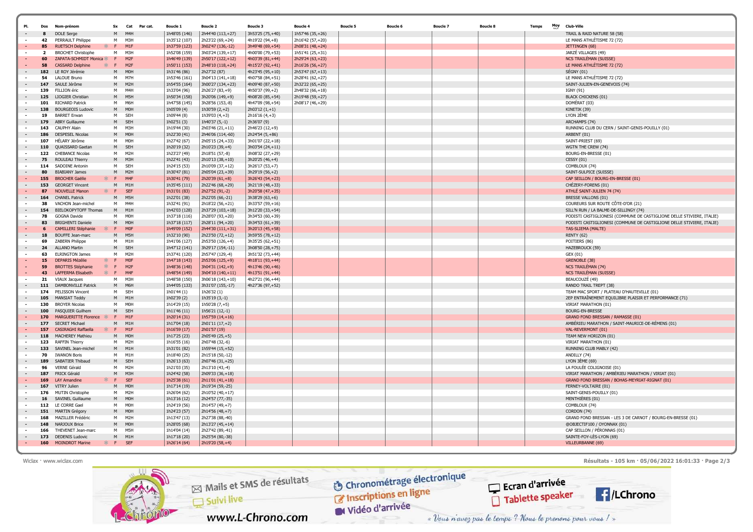| Pl. | Dos | Nom-prénom | Sx | Cat | Par cat. | Boucle 1 | Boucle 2 | Boucle 3 | Boucle 4 | Boucle 5 | Boucle 6 | Boucle 7 | Boucle 8 | Temps | Moy | Club-Ville |
|---|---|---|---|---|---|---|---|---|---|---|---|---|---|---|---|---|
| - | 8 | DOLE Serge | M | M4H | | 1h48'05 (146) | 2h44'40 (113,+27) | 3h53'25 (75,+40) | 1h57'46 (35,+26) | | | | | | | TRAIL & RAID NATURE 58 (58) |
| - | 42 | PERRAULT Philippe | M | M3H | | 1h35'12 (107) | 2h23'22 (69,+24) | 4h19'22 (94,+8) | 2h16'42 (57,+20) | | | | | | | LE MANS ATHLÉTISME 72 (72) |
| - | 85 | RUETSCH Delphine | F | M1F | | 1h37'59 (123) | 3h02'47 (136,-12) | 3h49'48 (69,+54) | 2h08'31 (48,+24) | | | | | | | JETTINGEN (68) |
| - | 2 | BROCHET Christophe | M | M3H | | 1h52'08 (159) | 3h03'24 (139,+17) | 4h00'00 (79,+53) | 1h51'41 (25,+31) | | | | | | | JARZÉ VILLAGES (49) |
| - | 60 | ZAPATA-SCHMIDT Monica | F | M2F | | 1h46'49 (139) | 2h50'17 (122,+12) | 4h03'39 (81,+44) | 2h29'24 (63,+23) | | | | | | | NCS TRAILÉMAN (SUISSE) |
| - | 58 | CASSARD Delphine | F | M2F | | 1h50'11 (153) | 2h48'10 (118,+24) | 4h15'27 (92,+41) | 2h16'26 (56,+27) | | | | | | | LE MANS ATHLÉTISME 72 (72) |
| - | 182 | LE ROY Jérémie | M | M0H | | 1h31'46 (86) | 2h27'32 (87) | 4h23'45 (95,+10) | 2h53'47 (67,+13) | | | | | | | SÉGNY (01) |
| - | 54 | LALOUE Bruno | M | M7H | | 1h53'46 (161) | 3h04'13 (141,+18) | 4h07'58 (84,+51) | 2h28'41 (62,+27) | | | | | | | LE MANS ATHLÉTISME 72 (72) |
| - | 147 | SAULE Jérôme | M | M2H | | 1h54'55 (164) | 3h00'27 (134,+23) | 4h09'40 (87,+50) | 2h32'22 (65,+25) | | | | | | | SAINT-JULIEN-EN-GENEVOIS (74) |
| - | 139 | FILLION éric | M | M4H | | 1h33'04 (96) | 2h26'27 (83,+9) | 4h50'37 (99,+2) | 2h48'32 (66,+18) | | | | | | | IGNY (91) |
| - | 125 | LIOGIER Christian | M | M5H | | 1h50'34 (158) | 3h20'06 (149,+9) | 4h08'20 (85,+54) | 2h19'48 (59,+27) | | | | | | | BLACK CHICKENS (01) |
| - | 101 | RICHARD Patrick | M | M6H | | 1h47'58 (145) | 3h28'56 (153,-8) | 4h47'09 (98,+54) | 2h08'17 (46,+29) | | | | | | | DOMÉRAT (03) |
| - | 138 | BOURGEOIS Ludovic | M | M0H | | 1h05'09 (4) | 1h30'59 (2,+2) | 2h03'12 (1,+1) | | | | | | | | KINETIK (39) |
| - | 19 | BARRET Erwan | M | SEH | | 1h09'44 (8) | 1h39'03 (4,+3) | 2h16'16 (4,+3) | | | | | | | | LYON 2ÈME |
| - | 179 | ABRY Guillaume | M | SEH | | 1h02'51 (3) | 1h40'37 (5,-1) | 2h36'07 (9) | | | | | | | | ARCHAMPS (74) |
| - | 143 | CAUPHY Alain | M | M3H | | 1h19'44 (30) | 2h03'46 (21,+11) | 2h46'23 (12,+9) | | | | | | | | RUNNING CLUB DU CERN / SAINT-GENIS-POUILLY (01) |
| - | 186 | DESPESEL Nicolas | M | M0H | | 1h22'30 (41) | 2h46'06 (114,-60) | 2h24'54 (5,+86) | | | | | | | | ARBENT (01) |
| - | 107 | HÉLARY Jérôme | M | M0H | | 1h27'42 (67) | 2h05'15 (24,+33) | 3h01'07 (22,+18) | | | | | | | | SAINT-PRIEST (69) |
| - | 110 | QUAISSARD Gaetan | M | SEH | | 1h20'19 (32) | 2h10'23 (39,+4) | 3h03'54 (24,+11) | | | | | | | | WGTN THE CREW (74) |
| - | 122 | CHEBANCE Nicolas | M | M2H | | 1h23'27 (49) | 2h18'51 (57,-8) | 3h08'32 (27,+29) | | | | | | | | BOURG-EN-BRESSE (01) |
| - | 75 | ROULEAU Thierry | M | M3H | | 1h22'41 (43) | 2h10'13 (38,+10) | 3h20'25 (46,+4) | | | | | | | | CESSY (01) |
| - | 114 | SADOINE Antonin | M | SEH | | 1h24'15 (53) | 2h10'09 (37,+12) | 3h26'17 (53,+7) | | | | | | | | COMBLOUX (74) |
| - | 80 | BIABIANY James | M | M2H | | 1h30'47 (81) | 2h05'04 (23,+39) | 3h29'19 (56,+2) | | | | | | | | SAINT-SULPICE (SUISSE) |
| - | 155 | BROCHER Gaëlle | F | M4F | | 1h30'41 (79) | 2h20'39 (61,+8) | 3h26'43 (54,+23) | | | | | | | | CAP SEILLON / BOURG-EN-BRESSE (01) |
| - | 153 | GEORGET Vincent | M | M1H | | 1h35'45 (111) | 2h22'46 (68,+29) | 3h21'19 (48,+33) | | | | | | | | CHÉZERY-FORENS (01) |
| - | 87 | NOUVELLE Manon | F | SEF | | 1h31'01 (83) | 2h27'52 (91,-2) | 3h20'58 (47,+35) | | | | | | | | ATHLÉ SAINT-JULIEN 74 (74) |
| - | 164 | CHANEL Patrick | M | M5H | | 1h22'01 (38) | 2h22'05 (66,-21) | 3h38'29 (63,+6) | | | | | | | | BRESSE VALLONS (01) |
| - | 38 | VACHON Jean-michel | M | M4H | | 1h32'41 (91) | 2h18'22 (56,+21) | 3h33'57 (59,+16) | | | | | | | | COUREURS SUR ROUTE CÔTE-D'OR (21) |
| - | 154 | BIELOKOPYTOFF Thomas | M | M1H | | 1h42'03 (128) | 2h37'29 (103,+18) | 3h12'20 (33,+54) | | | | | | | | SILL'N RUN / LA BALME-DE-SILLINGY (74) |
| - | 78 | GOGNA Davide | M | M0H | | 1h37'18 (116) | 2h28'07 (93,+20) | 3h34'53 (60,+39) | | | | | | | | PODISTI CASTIGLIONESI (COMMUNE DE CASTIGLIONE DELLE STIVIERE, ITALIE) |
| - | 83 | BRIGHENTI Daniele | M | M0H | | 1h37'18 (117) | 2h28'11 (94,+20) | 3h34'53 (61,+39) | | | | | | | | PODISTI CASTIGLIONESI (COMMUNE DE CASTIGLIONE DELLE STIVIERE, ITALIE) |
| - | 6 | CAMILLERI Stéphanie | F | M0F | | 1h49'09 (152) | 2h44'30 (111,+31) | 3h20'13 (45,+58) | | | | | | | | TAS-SLIEMA (MALTE) |
| - | 18 | BOUFFE Jean-marc | M | M5H | | 1h32'10 (90) | 2h23'50 (72,+12) | 3h59'55 (78,+12) | | | | | | | | RENTY (62) |
| - | 69 | ZABERN Philippe | M | M1H | | 1h41'06 (127) | 2h53'50 (126,+4) | 3h35'25 (62,+51) | | | | | | | | POITIERS (86) |
| - | 24 | ALLANO Martin | M | SEH | | 1h47'12 (141) | 3h29'17 (154,-11) | 3h08'50 (28,+75) | | | | | | | | HAZEBROUCK (59) |
| - | 63 | ELRINGTON James | M | M2H | | 1h37'41 (120) | 2h57'47 (129,-4) | 3h51'32 (73,+44) | | | | | | | | GEX (01) |
| - | 15 | DEPARIS Mézélie | F | M0F | | 1h47'18 (143) | 2h53'06 (125,+9) | 4h18'11 (93,+44) | | | | | | | | GRENOBLE (38) |
| - | 59 | BROTTES Stéphanie | F | M2F | | 1h48'36 (148) | 3h04'31 (142,+9) | 4h13'46 (90,+46) | | | | | | | | NCS TRAILÉMAN (74) |
| - | 43 | LAFFERMA Elisabeth | F | M4F | | 1h48'54 (149) | 3h04'10 (140,+11) | 4h13'51 (91,+44) | | | | | | | | NCS TRAILÉMAN (SUISSE) |
| - | 21 | VIAUX Jacques | M | M3H | | 1h48'58 (150) | 3h06'18 (143,+10) | 4h27'21 (96,+44) | | | | | | | | BEAUCOUZÉ (49) |
| - | 111 | DAMBONVILLE Patrick | M | M6H | | 1h44'05 (133) | 3h31'07 (155,-17) | 4h27'36 (97,+52) | | | | | | | | RANDO TRAIL TREPT (38) |
| - | 174 | PELISSON Vincent | M | SEH | | 1h01'44 (1) | 1h26'32 (1) | | | | | | | | | TEAM MAC SPORT / PLATEAU D'HAUTEVILLE (01) |
| - | 105 | MANSIAT Teddy | M | M1H | | 1h02'39 (2) | 1h35'19 (3,-1) | | | | | | | | | 2EP ENTRAÎNEMENT EQUILIBRE PLAISIR ET PERFORMANCE (71) |
| - | 130 | BROYER Nicolas | M | M0H | | 1h14'29 (15) | 1h50'28 (7,+5) | | | | | | | | | VIRIAT MARATHON (01) |
| - | 100 | PASQUIER Guilhem | M | SEH | | 1h11'46 (11) | 1h56'21 (12,-1) | | | | | | | | | BOURG-EN-BRESSE |
| - | 170 | MARGUERITTE Florence | F | M1F | | 1h20'14 (31) | 1h57'59 (14,+16) | | | | | | | | | GRAND FOND BRESSAN / RAMASSE (01) |
| - | 177 | SECRET Michael | M | M1H | | 1h17'04 (18) | 2h01'11 (17,+2) | | | | | | | | | AMBÉRIEU MARATHON / SAINT-MAURICE-DE-RÉMENS (01) |
| - | 157 | CASIRAGHI Raffaella | F | M1F | | 1h16'59 (17) | 2h01'57 (19) | | | | | | | | | VAL-REVERMONT (01) |
| - | 118 | MACHEREY Mathieu | M | M0H | | 1h17'25 (23) | 2h05'49 (25,+5) | | | | | | | | | TEAM NEW HORIZON (01) |
| - | 123 | RAFFIN Thierry | M | M2H | | 1h16'55 (16) | 2h07'48 (32,-6) | | | | | | | | | VIRIAT MARATHON (01) |
| - | 133 | SAVINEL Jean-michel | M | M1H | | 1h31'01 (82) | 1h59'44 (15,+52) | | | | | | | | | RUNNING CLUB MABLY (42) |
| - | 70 | IWANON Boris | M | M1H | | 1h18'40 (25) | 2h15'18 (50,-12) | | | | | | | | | ANDILLY (74) |
| - | 189 | SABATIER Thibaud | M | SEH | | 1h26'13 (63) | 2h07'46 (31,+25) | | | | | | | | | LYON 3ÈME (69) |
| - | 96 | VERNE Gérald | M | M2H | | 1h21'03 (35) | 2h13'10 (43,-4) | | | | | | | | | LA FOULÉE COLIGNOISE (01) |
| - | 187 | FRICK Gérald | M | M3H | | 1h24'42 (58) | 2h09'33 (36,+18) | | | | | | | | | VIRIAT MARATHON / AMBÉRIEU MARATHON / VIRIAT (01) |
| - | 169 | LAY Amandine | F | SEF | | 1h25'38 (61) | 2h11'01 (41,+18) | | | | | | | | | GRAND FOND BRESSAN / BOHAS-MEYRIAT-RIGNAT (01) |
| - | 167 | VITRY Julien | M | M0H | | 1h17'14 (19) | 2h19'34 (59,-25) | | | | | | | | | FERNEY-VOLTAIRE (01) |
| - | 176 | MUTIN Christophe | M | M2H | | 1h26'04 (62) | 2h10'52 (40,+17) | | | | | | | | | SAINT-GENIS-POUILLY (01) |
| - | 16 | SAVINEL Guillaume | M | M0H | | 1h13'16 (12) | 2h24'57 (77,-35) | | | | | | | | | MENTHIÈRES (01) |
| - | 112 | LE CORRE Gael | M | M0H | | 1h24'19 (56) | 2h14'57 (49,+7) | | | | | | | | | COMBLOUX (74) |
| - | 151 | MARTIN Grégory | M | M0H | | 1h24'23 (57) | 2h14'56 (48,+7) | | | | | | | | | CORDON (74) |
| - | 168 | MAZILLER Frédéric | M | M2H | | 1h13'47 (13) | 2h27'38 (88,-40) | | | | | | | | | GRAND FOND BRESSAN - LES 3 DE CARNOT / BOURG-EN-BRESSE (01) |
| - | 148 | NARJOUX Brice | M | M0H | | 1h28'05 (68) | 2h13'27 (45,+14) | | | | | | | | | @OBJECTIF100 / OYONNAX (01) |
| - | 166 | THEVENET Jean-marc | M | M5H | | 1h14'04 (14) | 2h27'42 (89,-41) | | | | | | | | | CAP SEILLON / PÉRONNAS (01) |
| - | 173 | DEDENIS Ludovic | M | M1H | | 1h17'18 (20) | 2h25'54 (80,-38) | | | | | | | | | SAINTE-FOY-LÈS-LYON (69) |
| - | 160 | MOINDROT Marine | F | SEF | | 1h26'14 (64) | 2h19'20 (58,+4) | | | | | | | | | VILLEURBANNE (69) |

Wiclax · www.wiclax.com

Résultats - 105 km · 05/06/2022 16:01:33

Mails et SMS de résultats · Suivi live · www.L-Chrono.com · Chronométrage électronique · Inscriptions en ligne · Vidéo d'arrivée · Ecran d'arrivée · Tablette speaker · /LChrono

« Vous n'avez pas le temps ? Nous le prenons pour vous ! »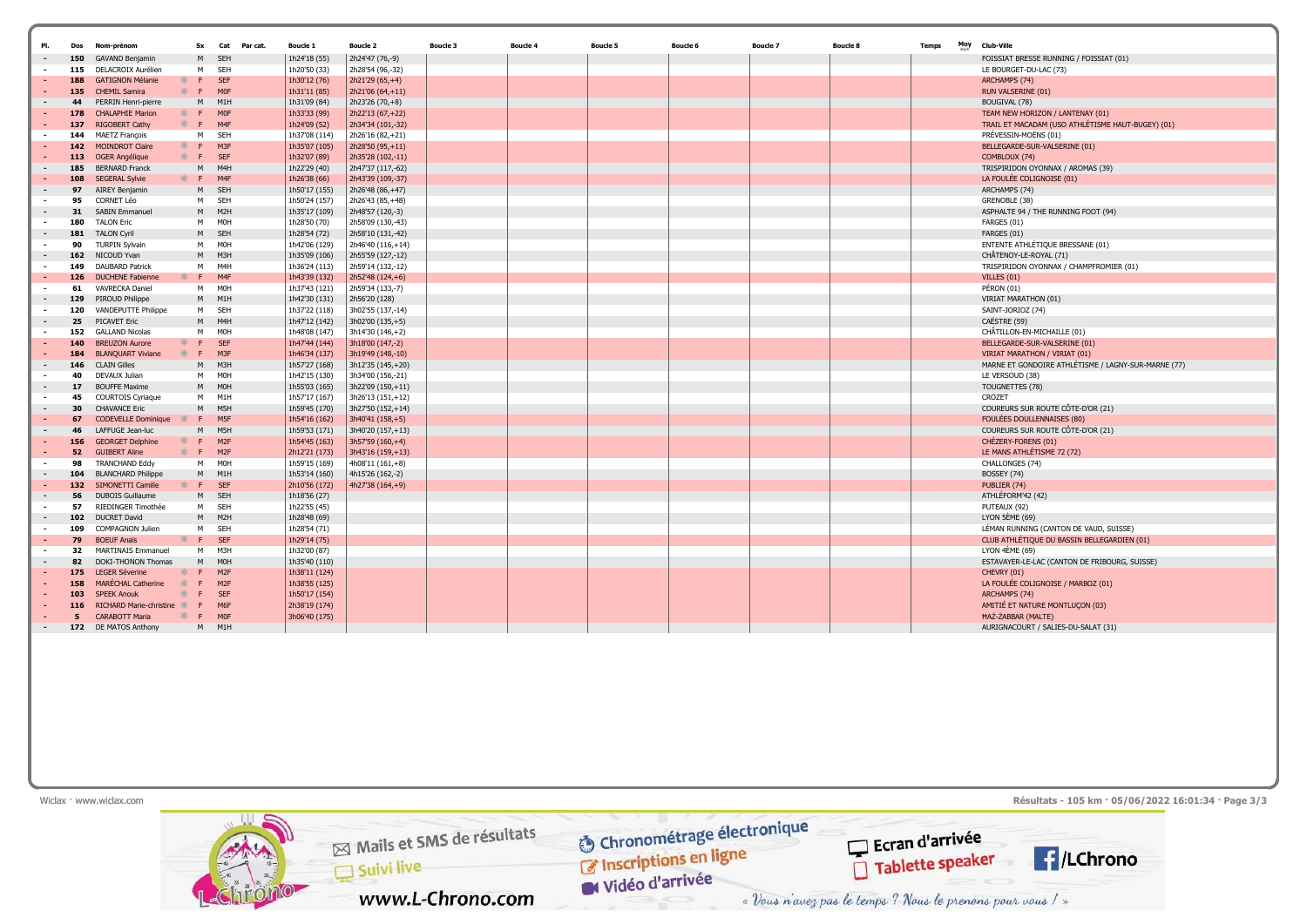| Pl. | Dos | Nom-prénom | Sx | Cat | Par cat. | Boucle 1 | Boucle 2 | Boucle 3 | Boucle 4 | Boucle 5 | Boucle 6 | Boucle 7 | Boucle 8 | Temps | Moy | Club-Ville |
|---|---|---|---|---|---|---|---|---|---|---|---|---|---|---|---|---|
| - | 150 | GAVAND Benjamin | M | SEH | | 1h24'18 (55) | 2h24'47 (76,-9) | | | | | | | | | FOISSIAT BRESSE RUNNING / FOISSIAT (01) |
| - | 115 | DELACROIX Aurélien | M | SEH | | 1h20'50 (33) | 2h28'54 (96,-32) | | | | | | | | | LE BOURGET-DU-LAC (73) |
| - | 188 | GATIGNON Mélanie | F | SEF | | 1h30'12 (76) | 2h21'29 (65,+4) | | | | | | | | | ARCHAMPS (74) |
| - | 135 | CHEMIL Samira | F | M0F | | 1h31'11 (85) | 2h21'06 (64,+11) | | | | | | | | | RUN VALSERINE (01) |
| - | 44 | PERRIN Henri-pierre | M | M1H | | 1h31'09 (84) | 2h23'26 (70,+8) | | | | | | | | | BOUGIVAL (78) |
| - | 178 | CHALAPHIE Marion | F | M0F | | 1h33'33 (99) | 2h22'13 (67,+22) | | | | | | | | | TEAM NEW HORIZON / LANTENAY (01) |
| - | 137 | RIGOBERT Cathy | F | M4F | | 1h24'09 (52) | 2h34'34 (101,-32) | | | | | | | | | TRAIL ET MACADAM (USO ATHLÉTISME HAUT-BUGEY) (01) |
| - | 144 | MAETZ François | M | SEH | | 1h37'08 (114) | 2h26'16 (82,+21) | | | | | | | | | PRÉVESSIN-MOËNS (01) |
| - | 142 | MOINDROT Claire | F | M3F | | 1h35'07 (105) | 2h28'50 (95,+11) | | | | | | | | | BELLEGARDE-SUR-VALSERINE (01) |
| - | 113 | OGER Angélique | F | SEF | | 1h32'07 (89) | 2h35'28 (102,-11) | | | | | | | | | COMBLOUX (74) |
| - | 185 | BERNARD Franck | M | M4H | | 1h22'29 (40) | 2h47'37 (117,-62) | | | | | | | | | TRISPIRIDON OYONNAX / AROMAS (39) |
| - | 108 | SEGERAL Sylvie | F | M4F | | 1h26'38 (66) | 2h43'39 (109,-37) | | | | | | | | | LA FOULÉE COLIGNOISE (01) |
| - | 97 | AIREY Benjamin | M | SEH | | 1h50'17 (155) | 2h26'48 (86,+47) | | | | | | | | | ARCHAMPS (74) |
| - | 95 | CORNET Léo | M | SEH | | 1h50'24 (157) | 2h26'43 (85,+48) | | | | | | | | | GRENOBLE (38) |
| - | 31 | SABIN Emmanuel | M | M2H | | 1h35'17 (109) | 2h48'57 (120,-3) | | | | | | | | | ASPHALTE 94 / THE RUNNING FOOT (94) |
| - | 180 | TALON Eric | M | M0H | | 1h28'50 (70) | 2h58'09 (130,-43) | | | | | | | | | FARGES (01) |
| - | 181 | TALON Cyril | M | SEH | | 1h28'54 (72) | 2h58'10 (131,-42) | | | | | | | | | FARGES (01) |
| - | 90 | TURPIN Sylvain | M | M0H | | 1h42'06 (129) | 2h46'40 (116,+14) | | | | | | | | | ENTENTE ATHLÉTIQUE BRESSANE (01) |
| - | 162 | NICOUD Yvan | M | M3H | | 1h35'09 (106) | 2h55'59 (127,-12) | | | | | | | | | CHÂTENOY-LE-ROYAL (71) |
| - | 149 | DAUBARD Patrick | M | M4H | | 1h36'24 (113) | 2h59'14 (132,-12) | | | | | | | | | TRISPIRIDON OYONNAX / CHAMPFROMIER (01) |
| - | 126 | DUCHENE Fabienne | F | M4F | | 1h43'39 (132) | 2h52'48 (124,+6) | | | | | | | | | VILLES (01) |
| - | 61 | VAVRECKA Daniel | M | M0H | | 1h37'43 (121) | 2h59'34 (133,-7) | | | | | | | | | PÉRON (01) |
| - | 129 | PIROUD Philippe | M | M1H | | 1h42'30 (131) | 2h56'20 (128) | | | | | | | | | VIRIAT MARATHON (01) |
| - | 120 | VANDEPUTTE Philippe | M | SEH | | 1h37'22 (118) | 3h02'55 (137,-14) | | | | | | | | | SAINT-JORIOZ (74) |
| - | 25 | PICAVET Eric | M | M4H | | 1h47'12 (142) | 3h02'00 (135,+5) | | | | | | | | | CAËSTRE (59) |
| - | 152 | GALLAND Nicolas | M | M0H | | 1h48'08 (147) | 3h14'30 (146,+2) | | | | | | | | | CHÂTILLON-EN-MICHAILLE (01) |
| - | 140 | BREUZON Aurore | F | SEF | | 1h47'44 (144) | 3h18'00 (147,-2) | | | | | | | | | BELLEGARDE-SUR-VALSERINE (01) |
| - | 184 | BLANQUART Viviane | F | M3F | | 1h46'34 (137) | 3h19'49 (148,-10) | | | | | | | | | VIRIAT MARATHON / VIRIAT (01) |
| - | 146 | CLAIN Gilles | M | M3H | | 1h57'27 (168) | 3h12'35 (145,+20) | | | | | | | | | MARNE ET GONDOIRE ATHLÉTISME / LAGNY-SUR-MARNE (77) |
| - | 40 | DEVAUX Julian | M | M0H | | 1h42'15 (130) | 3h34'00 (156,-21) | | | | | | | | | LE VERSOUD (38) |
| - | 17 | BOUFFE Maxime | M | M0H | | 1h55'03 (165) | 3h22'09 (150,+11) | | | | | | | | | TOUGNETTES (78) |
| - | 45 | COURTOIS Cyriaque | M | M1H | | 1h57'17 (167) | 3h26'13 (151,+12) | | | | | | | | | CROZET |
| - | 30 | CHAVANCE Eric | M | M5H | | 1h59'45 (170) | 3h27'50 (152,+14) | | | | | | | | | COUREURS SUR ROUTE CÔTE-D'OR (21) |
| - | 67 | CODEVELLE Dominique | F | M5F | | 1h54'16 (162) | 3h40'41 (158,+5) | | | | | | | | | FOULÉES DOULLENNAISES (80) |
| - | 46 | LAFFUGE Jean-luc | M | M5H | | 1h59'53 (171) | 3h40'20 (157,+13) | | | | | | | | | COUREURS SUR ROUTE CÔTE-D'OR (21) |
| - | 156 | GEORGET Delphine | F | M2F | | 1h54'45 (163) | 3h57'59 (160,+4) | | | | | | | | | CHÉZERY-FORENS (01) |
| - | 52 | GUIBERT Aline | F | M2F | | 2h12'21 (173) | 3h43'16 (159,+13) | | | | | | | | | LE MANS ATHLÉTISME 72 (72) |
| - | 98 | TRANCHAND Eddy | M | M0H | | 1h59'15 (169) | 4h08'11 (161,+8) | | | | | | | | | CHALLONGES (74) |
| - | 104 | BLANCHARD Philippe | M | M1H | | 1h53'14 (160) | 4h15'26 (162,-2) | | | | | | | | | BOSSEY (74) |
| - | 132 | SIMONETTI Camille | F | SEF | | 2h10'56 (172) | 4h27'38 (164,+9) | | | | | | | | | PUBLIER (74) |
| - | 56 | DUBOIS Guillaume | M | SEH | | 1h18'56 (27) | | | | | | | | | | ATHLÉFORM'42 (42) |
| - | 57 | RIEDINGER Timothée | M | SEH | | 1h22'55 (45) | | | | | | | | | | PUTEAUX (92) |
| - | 102 | DUCRET David | M | M2H | | 1h28'48 (69) | | | | | | | | | | LYON 5ÈME (69) |
| - | 109 | COMPAGNON Julien | M | SEH | | 1h28'54 (71) | | | | | | | | | | LÉMAN RUNNING (CANTON DE VAUD, SUISSE) |
| - | 79 | BOEUF Anaïs | F | SEF | | 1h29'14 (75) | | | | | | | | | | CLUB ATHLÉTIQUE DU BASSIN BELLEGARDIEN (01) |
| - | 32 | MARTINAIS Emmanuel | M | M3H | | 1h32'00 (87) | | | | | | | | | | LYON 4ÈME (69) |
| - | 82 | DOKI-THONON Thomas | M | M0H | | 1h35'40 (110) | | | | | | | | | | ESTAVAYER-LE-LAC (CANTON DE FRIBOURG, SUISSE) |
| - | 175 | LEGER Séverine | F | M2F | | 1h38'11 (124) | | | | | | | | | | CHEVRY (01) |
| - | 158 | MARÉCHAL Catherine | F | M2F | | 1h38'55 (125) | | | | | | | | | | LA FOULÉE COLIGNOISE / MARBOZ (01) |
| - | 103 | SPEEK Anouk | F | SEF | | 1h50'17 (154) | | | | | | | | | | ARCHAMPS (74) |
| - | 116 | RICHARD Marie-christine | F | M6F | | 2h38'19 (174) | | | | | | | | | | AMITIÉ ET NATURE MONTLUÇON (03) |
| - | 5 | CARABOTT Maria | F | M0F | | 3h06'40 (175) | | | | | | | | | | MAŻ-ŻABBAR (MALTE) |
| - | 172 | DE MATOS Anthony | M | M1H | | | | | | | | | | | | AURIGNACOURT / SALIES-DU-SALAT (31) |

Wiclax · www.wiclax.com

Résultats - 105 km · 05/06/2022 16:01:34

Mails et SMS de résultats
Suivi live
www.L-Chrono.com
Chronométrage électronique
Inscriptions en ligne
Vidéo d'arrivée
Ecran d'arrivée
Tablette speaker
/LChrono
« Vous n'avez pas le temps ? Nous le prenons pour vous ! »